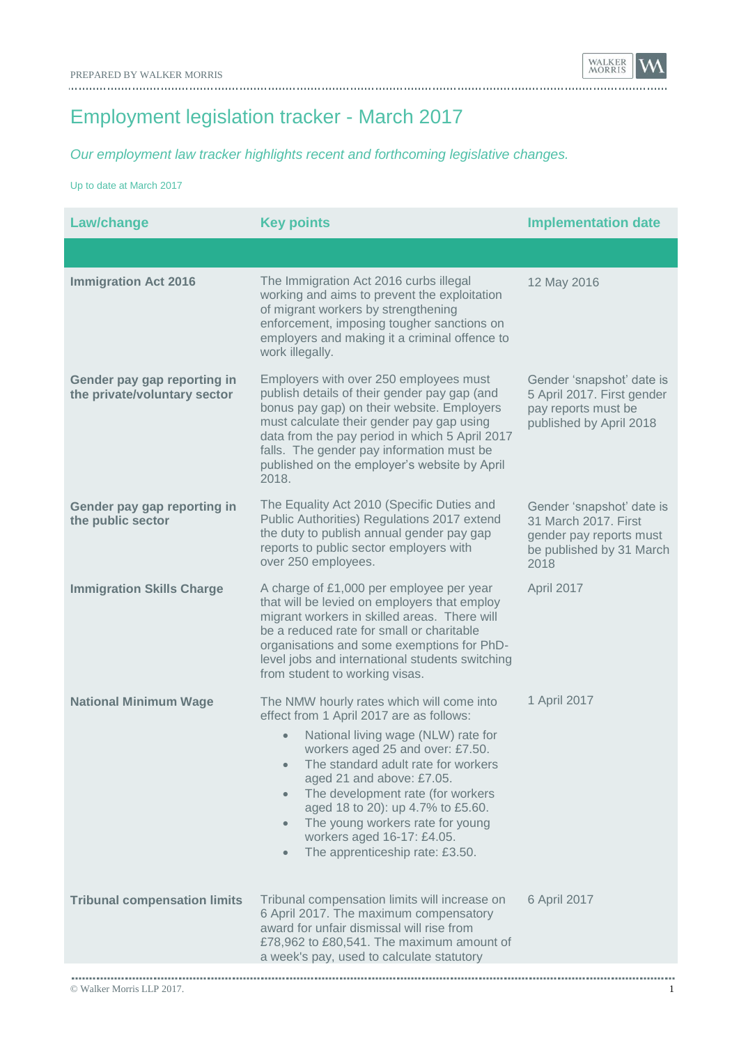# Employment legislation tracker - March 2017

*Our employment law tracker highlights recent and forthcoming legislative changes.*

Up to date at March 2017

| Law/change | Key points | Implementation date |
|---|---|---|
| | | |
| **Immigration Act 2016** | The Immigration Act 2016 curbs illegal working and aims to prevent the exploitation of migrant workers by strengthening enforcement, imposing tougher sanctions on employers and making it a criminal offence to work illegally. | 12 May 2016 |
| **Gender pay gap reporting in the private/voluntary sector** | Employers with over 250 employees must publish details of their gender pay gap (and bonus pay gap) on their website. Employers must calculate their gender pay gap using data from the pay period in which 5 April 2017 falls. The gender pay information must be published on the employer's website by April 2018. | Gender 'snapshot' date is 5 April 2017. First gender pay reports must be published by April 2018 |
| **Gender pay gap reporting in the public sector** | The Equality Act 2010 (Specific Duties and Public Authorities) Regulations 2017 extend the duty to publish annual gender pay gap reports to public sector employers with over 250 employees. | Gender 'snapshot' date is 31 March 2017. First gender pay reports must be published by 31 March 2018 |
| **Immigration Skills Charge** | A charge of £1,000 per employee per year that will be levied on employers that employ migrant workers in skilled areas. There will be a reduced rate for small or charitable organisations and some exemptions for PhD-level jobs and international students switching from student to working visas. | April 2017 |
| **National Minimum Wage** | The NMW hourly rates which will come into effect from 1 April 2017 are as follows:<br>• National living wage (NLW) rate for workers aged 25 and over: £7.50.<br>• The standard adult rate for workers aged 21 and above: £7.05.<br>• The development rate (for workers aged 18 to 20): up 4.7% to £5.60.<br>• The young workers rate for young workers aged 16-17: £4.05.<br>• The apprenticeship rate: £3.50. | 1 April 2017 |
| **Tribunal compensation limits** | Tribunal compensation limits will increase on 6 April 2017. The maximum compensatory award for unfair dismissal will rise from £78,962 to £80,541. The maximum amount of a week's pay, used to calculate statutory | 6 April 2017 |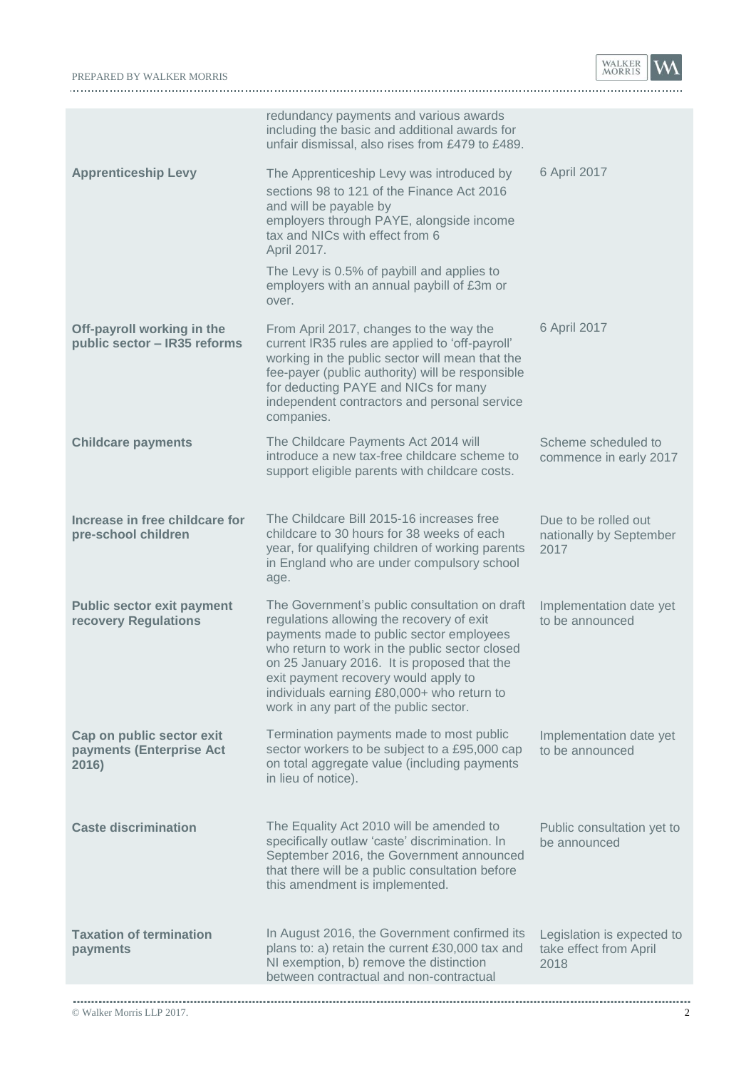| | | |
|---|---|---|
| | redundancy payments and various awards including the basic and additional awards for unfair dismissal, also rises from £479 to £489. | |
| **Apprenticeship Levy** | The Apprenticeship Levy was introduced by sections 98 to 121 of the Finance Act 2016 and will be payable by employers through PAYE, alongside income tax and NICs with effect from 6 April 2017.<br><br>The Levy is 0.5% of paybill and applies to employers with an annual paybill of £3m or over. | 6 April 2017 |
| **Off-payroll working in the public sector – IR35 reforms** | From April 2017, changes to the way the current IR35 rules are applied to 'off-payroll' working in the public sector will mean that the fee-payer (public authority) will be responsible for deducting PAYE and NICs for many independent contractors and personal service companies. | 6 April 2017 |
| **Childcare payments** | The Childcare Payments Act 2014 will introduce a new tax-free childcare scheme to support eligible parents with childcare costs. | Scheme scheduled to commence in early 2017 |
| **Increase in free childcare for pre-school children** | The Childcare Bill 2015-16 increases free childcare to 30 hours for 38 weeks of each year, for qualifying children of working parents in England who are under compulsory school age. | Due to be rolled out nationally by September 2017 |
| **Public sector exit payment recovery Regulations** | The Government's public consultation on draft regulations allowing the recovery of exit payments made to public sector employees who return to work in the public sector closed on 25 January 2016. It is proposed that the exit payment recovery would apply to individuals earning £80,000+ who return to work in any part of the public sector. | Implementation date yet to be announced |
| **Cap on public sector exit payments (Enterprise Act 2016)** | Termination payments made to most public sector workers to be subject to a £95,000 cap on total aggregate value (including payments in lieu of notice). | Implementation date yet to be announced |
| **Caste discrimination** | The Equality Act 2010 will be amended to specifically outlaw 'caste' discrimination. In September 2016, the Government announced that there will be a public consultation before this amendment is implemented. | Public consultation yet to be announced |
| **Taxation of termination payments** | In August 2016, the Government confirmed its plans to: a) retain the current £30,000 tax and NI exemption, b) remove the distinction between contractual and non-contractual | Legislation is expected to take effect from April 2018 |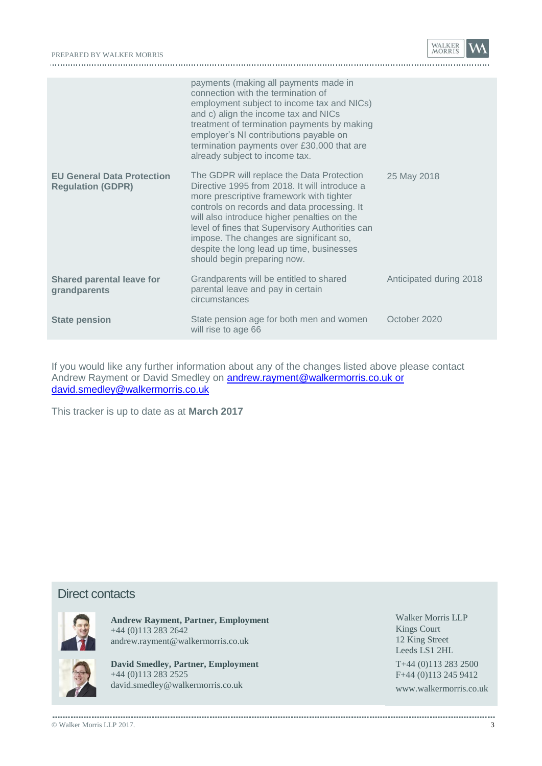| | | |
|---|---|---|
| | payments (making all payments made in connection with the termination of employment subject to income tax and NICs) and c) align the income tax and NICs treatment of termination payments by making employer's NI contributions payable on termination payments over £30,000 that are already subject to income tax. | |
| **EU General Data Protection Regulation (GDPR)** | The GDPR will replace the Data Protection Directive 1995 from 2018. It will introduce a more prescriptive framework with tighter controls on records and data processing. It will also introduce higher penalties on the level of fines that Supervisory Authorities can impose. The changes are significant so, despite the long lead up time, businesses should begin preparing now. | 25 May 2018 |
| **Shared parental leave for grandparents** | Grandparents will be entitled to shared parental leave and pay in certain circumstances | Anticipated during 2018 |
| **State pension** | State pension age for both men and women will rise to age 66 | October 2020 |

If you would like any further information about any of the changes listed above please contact Andrew Rayment or David Smedley on andrew.rayment@walkermorris.co.uk or david.smedley@walkermorris.co.uk

This tracker is up to date as at **March 2017**

## Direct contacts

**Andrew Rayment, Partner, Employment**
+44 (0)113 283 2642
andrew.rayment@walkermorris.co.uk

**David Smedley, Partner, Employment**
+44 (0)113 283 2525
david.smedley@walkermorris.co.uk

Walker Morris LLP
Kings Court
12 King Street
Leeds LS1 2HL

T+44 (0)113 283 2500
F+44 (0)113 245 9412

www.walkermorris.co.uk

© Walker Morris LLP 2017.